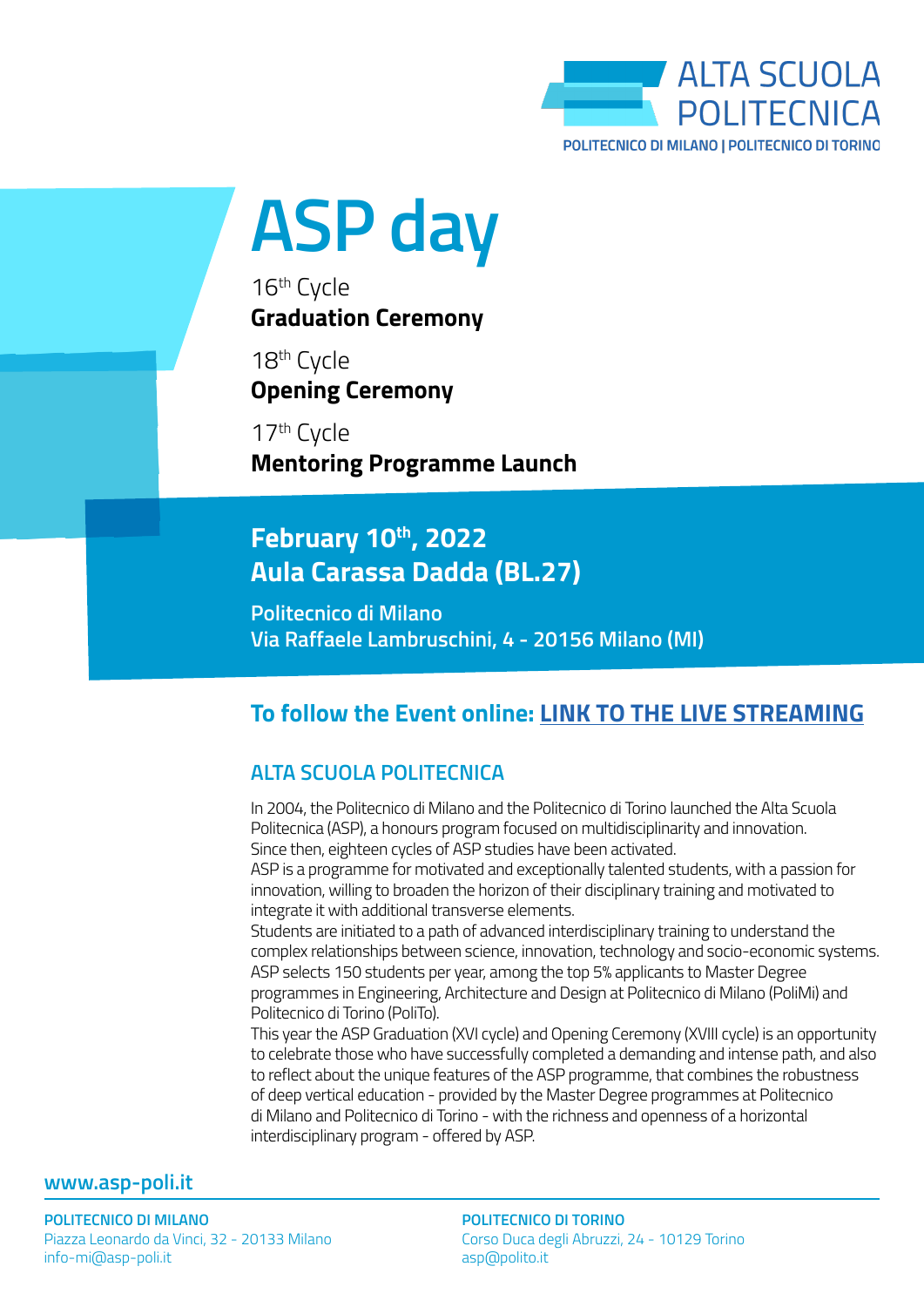ALTA SCUOLA POLITECNICA

POLITECNICO DI MILANO | POLITECNICO DI TORINO

# ASP day

16th Cycle
**Graduation Ceremony**

18th Cycle
**Opening Ceremony**

17th Cycle
**Mentoring Programme Launch**

**February 10th, 2022**
**Aula Carassa Dadda (BL.27)**

Politecnico di Milano
Via Raffaele Lambruschini, 4 - 20156 Milano (MI)

**To follow the Event online: LINK TO THE LIVE STREAMING**

## ALTA SCUOLA POLITECNICA

In 2004, the Politecnico di Milano and the Politecnico di Torino launched the Alta Scuola Politecnica (ASP), a honours program focused on multidisciplinarity and innovation.
Since then, eighteen cycles of ASP studies have been activated.
ASP is a programme for motivated and exceptionally talented students, with a passion for innovation, willing to broaden the horizon of their disciplinary training and motivated to integrate it with additional transverse elements.
Students are initiated to a path of advanced interdisciplinary training to understand the complex relationships between science, innovation, technology and socio-economic systems.
ASP selects 150 students per year, among the top 5% applicants to Master Degree programmes in Engineering, Architecture and Design at Politecnico di Milano (PoliMi) and Politecnico di Torino (PoliTo).
This year the ASP Graduation (XVI cycle) and Opening Ceremony (XVIII cycle) is an opportunity to celebrate those who have successfully completed a demanding and intense path, and also to reflect about the unique features of the ASP programme, that combines the robustness of deep vertical education - provided by the Master Degree programmes at Politecnico di Milano and Politecnico di Torino - with the richness and openness of a horizontal interdisciplinary program - offered by ASP.

**www.asp-poli.it**

**POLITECNICO DI MILANO**
Piazza Leonardo da Vinci, 32 - 20133 Milano
info-mi@asp-poli.it

**POLITECNICO DI TORINO**
Corso Duca degli Abruzzi, 24 - 10129 Torino
asp@polito.it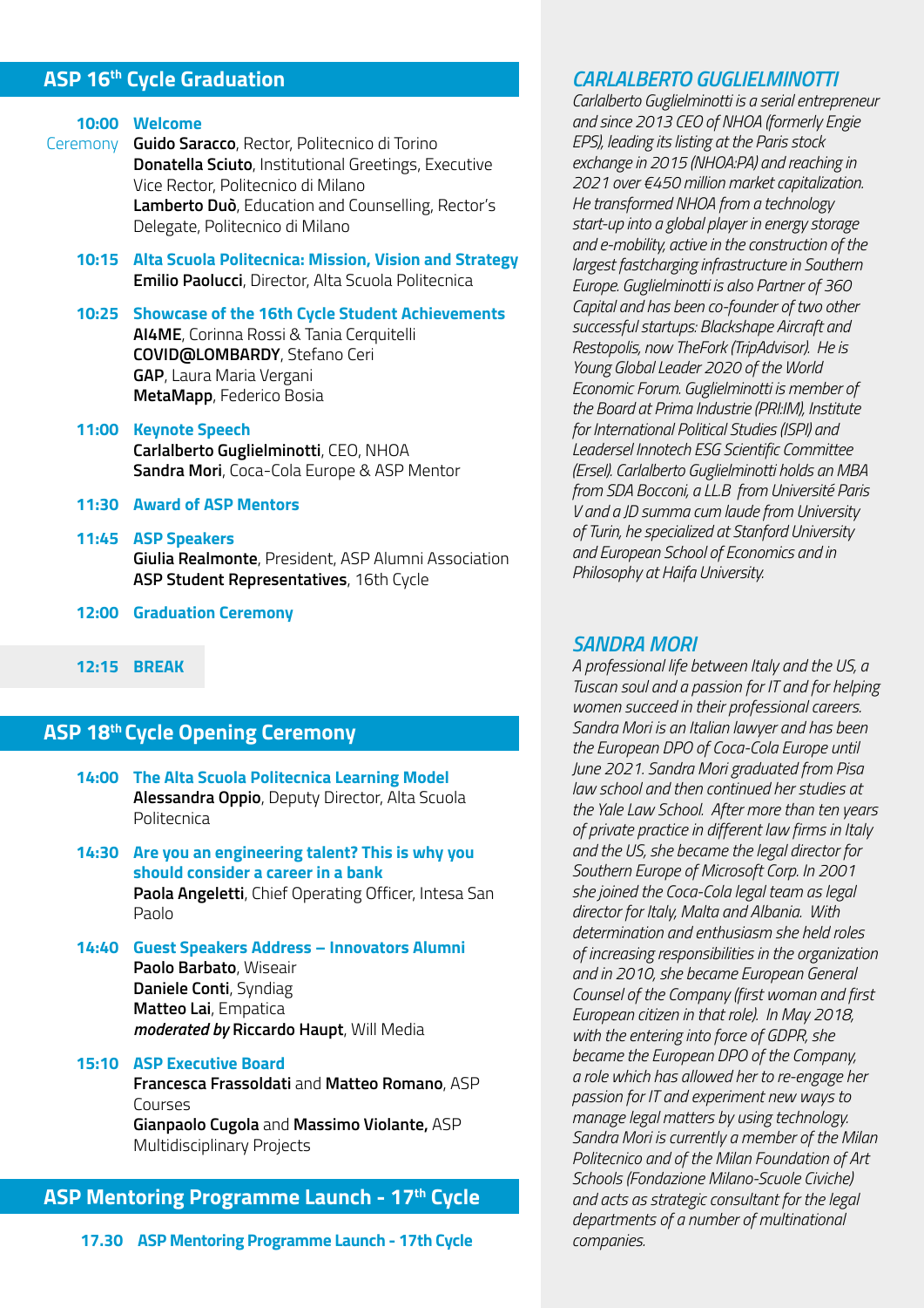## ASP 16th Cycle Graduation

**10:00 Welcome**
Ceremony
**Guido Saracco**, Rector, Politecnico di Torino
**Donatella Sciuto**, Institutional Greetings, Executive Vice Rector, Politecnico di Milano
**Lamberto Duò**, Education and Counselling, Rector's Delegate, Politecnico di Milano

**10:15 Alta Scuola Politecnica: Mission, Vision and Strategy**
**Emilio Paolucci**, Director, Alta Scuola Politecnica

**10:25 Showcase of the 16th Cycle Student Achievements**
**AI4ME**, Corinna Rossi & Tania Cerquitelli
**COVID@LOMBARDY**, Stefano Ceri
**GAP**, Laura Maria Vergani
**MetaMapp**, Federico Bosia

**11:00 Keynote Speech**
**Carlalberto Guglielminotti**, CEO, NHOA
**Sandra Mori**, Coca-Cola Europe & ASP Mentor

**11:30 Award of ASP Mentors**

**11:45 ASP Speakers**
**Giulia Realmonte**, President, ASP Alumni Association
**ASP Student Representatives**, 16th Cycle

**12:00 Graduation Ceremony**

**12:15 BREAK**

## ASP 18th Cycle Opening Ceremony

**14:00 The Alta Scuola Politecnica Learning Model**
**Alessandra Oppio**, Deputy Director, Alta Scuola Politecnica

**14:30 Are you an engineering talent? This is why you should consider a career in a bank**
**Paola Angeletti**, Chief Operating Officer, Intesa San Paolo

**14:40 Guest Speakers Address – Innovators Alumni**
**Paolo Barbato**, Wiseair
**Daniele Conti**, Syndiag
**Matteo Lai**, Empatica
***moderated by*** **Riccardo Haupt**, Will Media

**15:10 ASP Executive Board**
**Francesca Frassoldati** and **Matteo Romano**, ASP Courses
**Gianpaolo Cugola** and **Massimo Violante,** ASP Multidisciplinary Projects

## ASP Mentoring Programme Launch - 17th Cycle

**17.30 ASP Mentoring Programme Launch - 17th Cycle**

### *CARLALBERTO GUGLIELMINOTTI*

*Carlalberto Guglielminotti is a serial entrepreneur and since 2013 CEO of NHOA (formerly Engie EPS), leading its listing at the Paris stock exchange in 2015 (NHOA:PA) and reaching in 2021 over €450 million market capitalization. He transformed NHOA from a technology start-up into a global player in energy storage and e-mobility, active in the construction of the largest fastcharging infrastructure in Southern Europe. Guglielminotti is also Partner of 360 Capital and has been co-founder of two other successful startups: Blackshape Aircraft and Restopolis, now TheFork (TripAdvisor). He is Young Global Leader 2020 of the World Economic Forum. Guglielminotti is member of the Board at Prima Industrie (PRI:IM), Institute for International Political Studies (ISPI) and Leadersel Innotech ESG Scientific Committee (Ersel). Carlalberto Guglielminotti holds an MBA from SDA Bocconi, a LL.B from Université Paris V and a JD summa cum laude from University of Turin, he specialized at Stanford University and European School of Economics and in Philosophy at Haifa University.*

### *SANDRA MORI*

*A professional life between Italy and the US, a Tuscan soul and a passion for IT and for helping women succeed in their professional careers. Sandra Mori is an Italian lawyer and has been the European DPO of Coca-Cola Europe until June 2021. Sandra Mori graduated from Pisa law school and then continued her studies at the Yale Law School. After more than ten years of private practice in different law firms in Italy and the US, she became the legal director for Southern Europe of Microsoft Corp. In 2001 she joined the Coca-Cola legal team as legal director for Italy, Malta and Albania. With determination and enthusiasm she held roles of increasing responsibilities in the organization and in 2010, she became European General Counsel of the Company (first woman and first European citizen in that role). In May 2018, with the entering into force of GDPR, she became the European DPO of the Company, a role which has allowed her to re-engage her passion for IT and experiment new ways to manage legal matters by using technology. Sandra Mori is currently a member of the Milan Politecnico and of the Milan Foundation of Art Schools (Fondazione Milano-Scuole Civiche) and acts as strategic consultant for the legal departments of a number of multinational companies.*